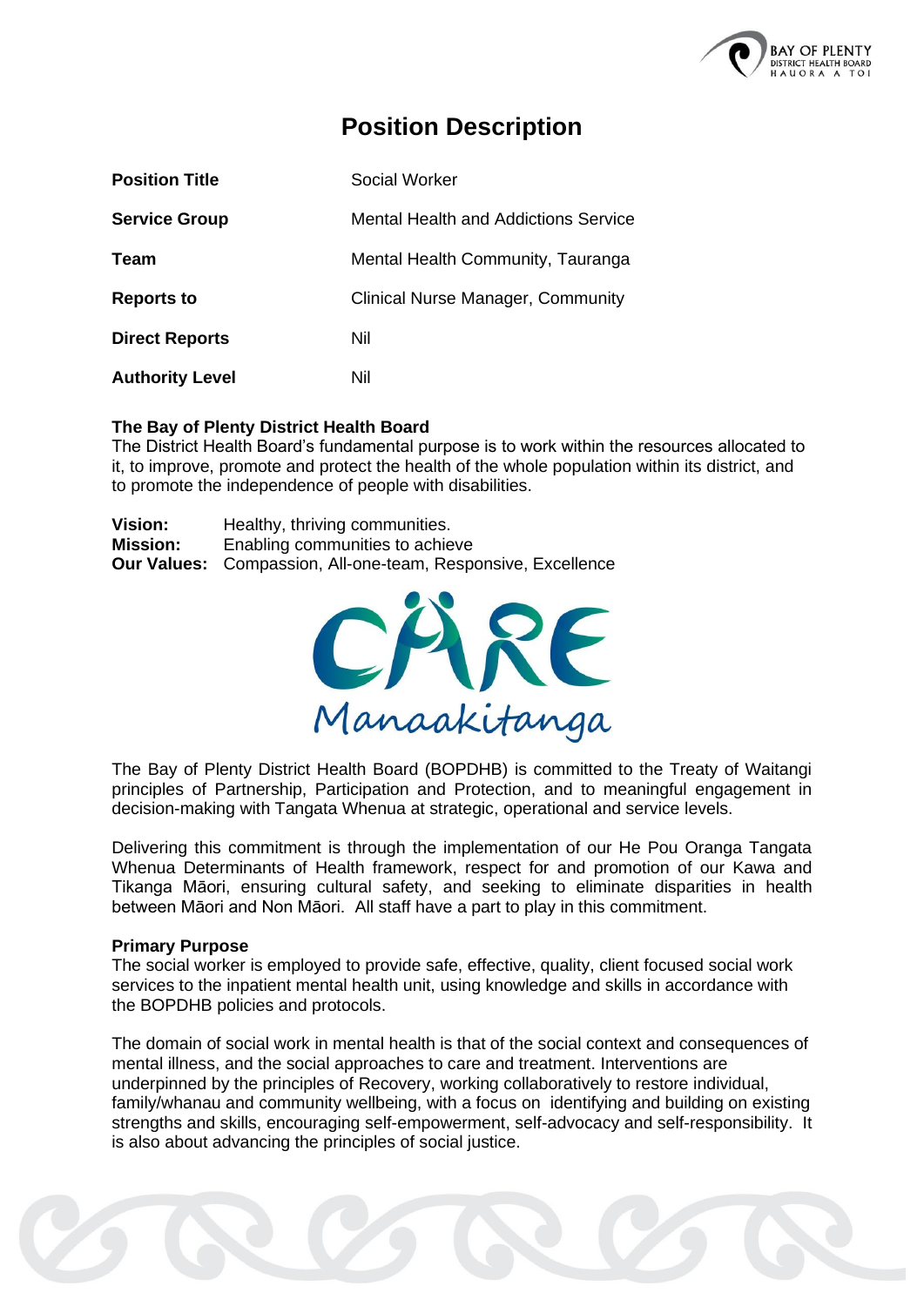# Position Description

| | |
|---|---|
| **Position Title** | Social Worker |
| **Service Group** | Mental Health and Addictions Service |
| **Team** | Mental Health Community, Tauranga |
| **Reports to** | Clinical Nurse Manager, Community |
| **Direct Reports** | Nil |
| **Authority Level** | Nil |

**The Bay of Plenty District Health Board**
The District Health Board's fundamental purpose is to work within the resources allocated to it, to improve, promote and protect the health of the whole population within its district, and to promote the independence of people with disabilities.

**Vision:** Healthy, thriving communities.
**Mission:** Enabling communities to achieve
**Our Values:** Compassion, All-one-team, Responsive, Excellence

CARE Manaakitanga

The Bay of Plenty District Health Board (BOPDHB) is committed to the Treaty of Waitangi principles of Partnership, Participation and Protection, and to meaningful engagement in decision-making with Tangata Whenua at strategic, operational and service levels.

Delivering this commitment is through the implementation of our He Pou Oranga Tangata Whenua Determinants of Health framework, respect for and promotion of our Kawa and Tikanga Māori, ensuring cultural safety, and seeking to eliminate disparities in health between Māori and Non Māori. All staff have a part to play in this commitment.

**Primary Purpose**
The social worker is employed to provide safe, effective, quality, client focused social work services to the inpatient mental health unit, using knowledge and skills in accordance with the BOPDHB policies and protocols.

The domain of social work in mental health is that of the social context and consequences of mental illness, and the social approaches to care and treatment. Interventions are underpinned by the principles of Recovery, working collaboratively to restore individual, family/whanau and community wellbeing, with a focus on identifying and building on existing strengths and skills, encouraging self-empowerment, self-advocacy and self-responsibility. It is also about advancing the principles of social justice.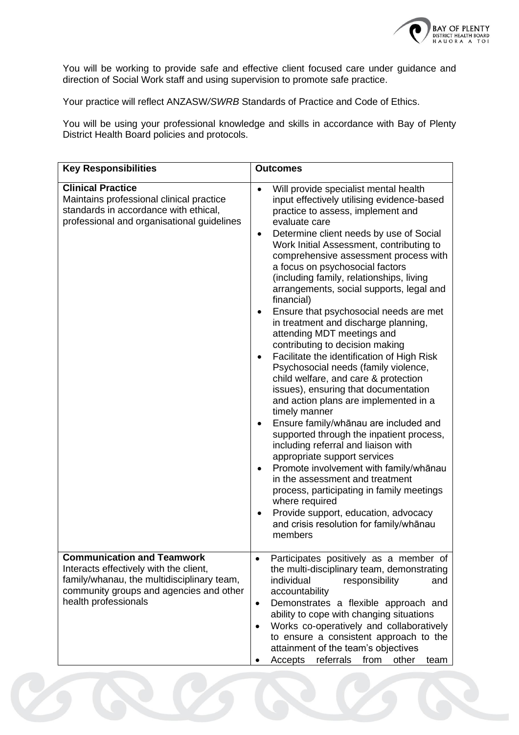You will be working to provide safe and effective client focused care under guidance and direction of Social Work staff and using supervision to promote safe practice.

Your practice will reflect ANZASW/*SWRB* Standards of Practice and Code of Ethics.

You will be using your professional knowledge and skills in accordance with Bay of Plenty District Health Board policies and protocols.

| Key Responsibilities | Outcomes |
|---|---|
| **Clinical Practice**<br>Maintains professional clinical practice standards in accordance with ethical, professional and organisational guidelines | • Will provide specialist mental health input effectively utilising evidence-based practice to assess, implement and evaluate care<br>• Determine client needs by use of Social Work Initial Assessment, contributing to comprehensive assessment process with a focus on psychosocial factors (including family, relationships, living arrangements, social supports, legal and financial)<br>• Ensure that psychosocial needs are met in treatment and discharge planning, attending MDT meetings and contributing to decision making<br>• Facilitate the identification of High Risk Psychosocial needs (family violence, child welfare, and care & protection issues), ensuring that documentation and action plans are implemented in a timely manner<br>• Ensure family/whānau are included and supported through the inpatient process, including referral and liaison with appropriate support services<br>• Promote involvement with family/whānau in the assessment and treatment process, participating in family meetings where required<br>• Provide support, education, advocacy and crisis resolution for family/whānau members |
| **Communication and Teamwork**<br>Interacts effectively with the client, family/whanau, the multidisciplinary team, community groups and agencies and other health professionals | • Participates positively as a member of the multi-disciplinary team, demonstrating individual responsibility and accountability<br>• Demonstrates a flexible approach and ability to cope with changing situations<br>• Works co-operatively and collaboratively to ensure a consistent approach to the attainment of the team's objectives<br>• Accepts referrals from other team |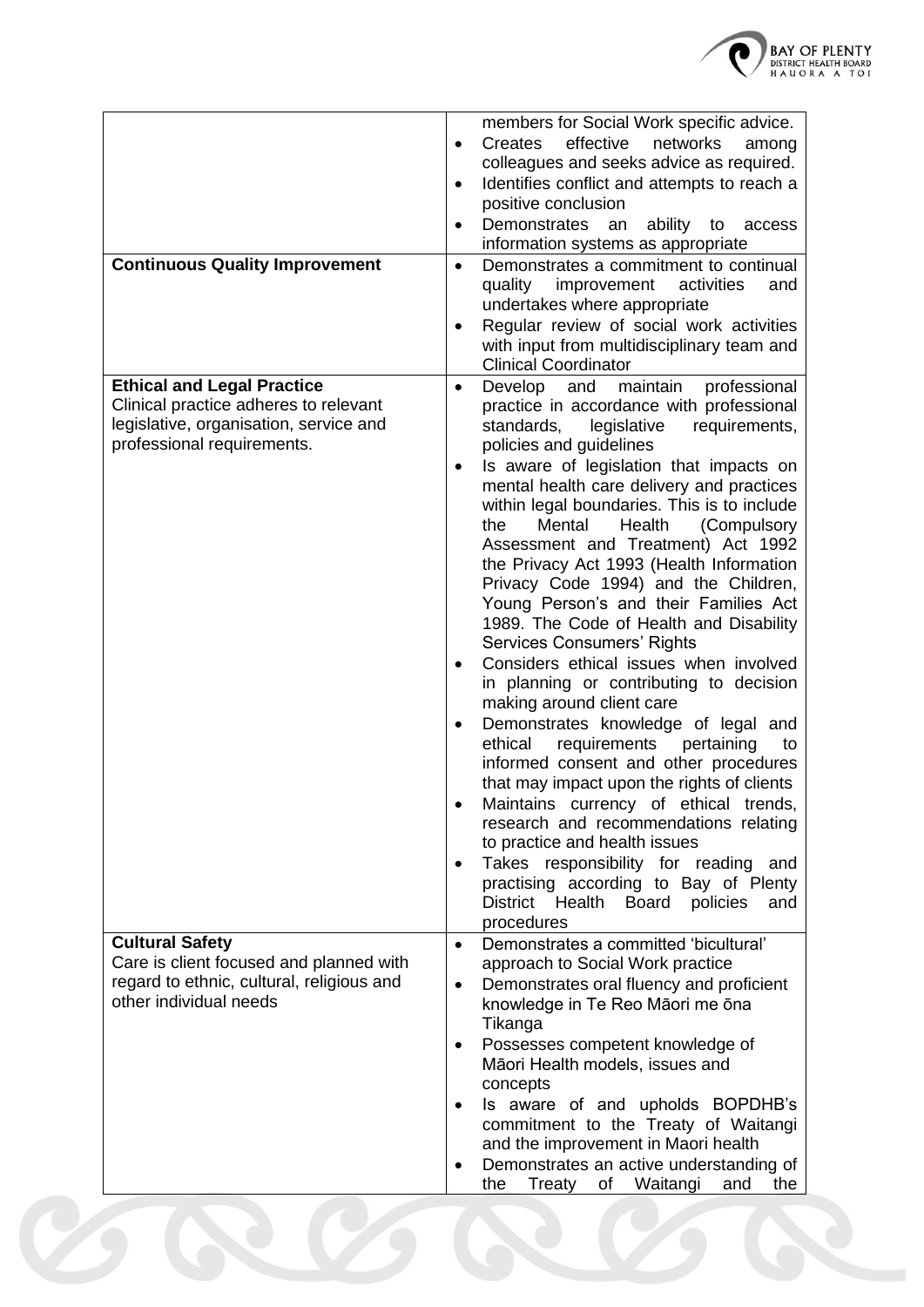| | |
|---|---|
| | members for Social Work specific advice.<br>• Creates effective networks among colleagues and seeks advice as required.<br>• Identifies conflict and attempts to reach a positive conclusion<br>• Demonstrates an ability to access information systems as appropriate |
| **Continuous Quality Improvement** | • Demonstrates a commitment to continual quality improvement activities and undertakes where appropriate<br>• Regular review of social work activities with input from multidisciplinary team and Clinical Coordinator |
| **Ethical and Legal Practice**<br>Clinical practice adheres to relevant legislative, organisation, service and professional requirements. | • Develop and maintain professional practice in accordance with professional standards, legislative requirements, policies and guidelines<br>• Is aware of legislation that impacts on mental health care delivery and practices within legal boundaries. This is to include the Mental Health (Compulsory Assessment and Treatment) Act 1992 the Privacy Act 1993 (Health Information Privacy Code 1994) and the Children, Young Person's and their Families Act 1989. The Code of Health and Disability Services Consumers' Rights<br>• Considers ethical issues when involved in planning or contributing to decision making around client care<br>• Demonstrates knowledge of legal and ethical requirements pertaining to informed consent and other procedures that may impact upon the rights of clients<br>• Maintains currency of ethical trends, research and recommendations relating to practice and health issues<br>• Takes responsibility for reading and practising according to Bay of Plenty District Health Board policies and procedures |
| **Cultural Safety**<br>Care is client focused and planned with regard to ethnic, cultural, religious and other individual needs | • Demonstrates a committed 'bicultural' approach to Social Work practice<br>• Demonstrates oral fluency and proficient knowledge in Te Reo Māori me ōna Tikanga<br>• Possesses competent knowledge of Māori Health models, issues and concepts<br>• Is aware of and upholds BOPDHB's commitment to the Treaty of Waitangi and the improvement in Maori health<br>• Demonstrates an active understanding of the Treaty of Waitangi and the |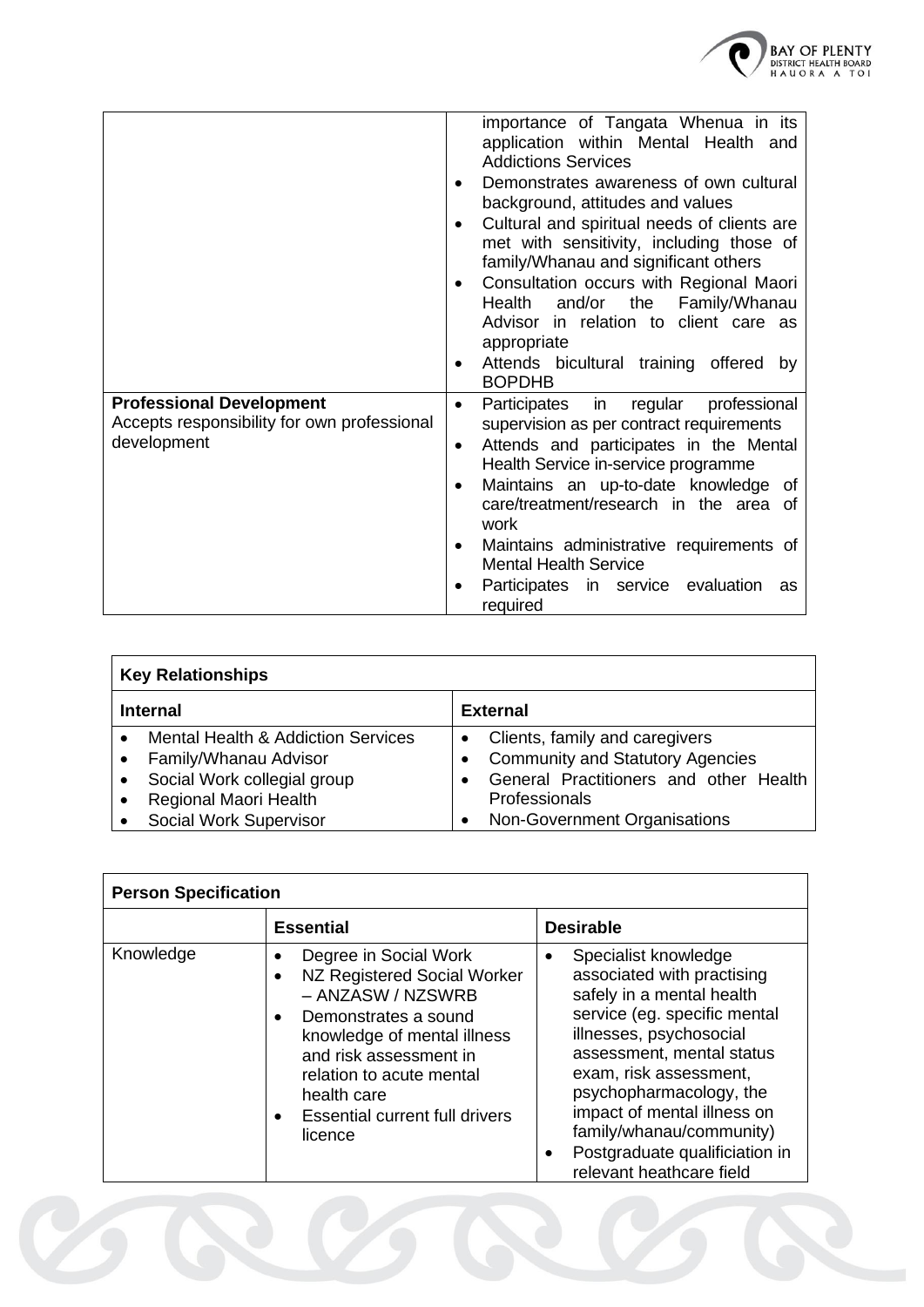| | |
|---|---|
| | importance of Tangata Whenua in its application within Mental Health and Addictions Services<br>• Demonstrates awareness of own cultural background, attitudes and values<br>• Cultural and spiritual needs of clients are met with sensitivity, including those of family/Whanau and significant others<br>• Consultation occurs with Regional Maori Health and/or the Family/Whanau Advisor in relation to client care as appropriate<br>• Attends bicultural training offered by BOPDHB |
| **Professional Development**<br>Accepts responsibility for own professional development | • Participates in regular professional supervision as per contract requirements<br>• Attends and participates in the Mental Health Service in-service programme<br>• Maintains an up-to-date knowledge of care/treatment/research in the area of work<br>• Maintains administrative requirements of Mental Health Service<br>• Participates in service evaluation as required |

| **Key Relationships** | |
|---|---|
| **Internal** | **External** |
| • Mental Health & Addiction Services<br>• Family/Whanau Advisor<br>• Social Work collegial group<br>• Regional Maori Health<br>• Social Work Supervisor | • Clients, family and caregivers<br>• Community and Statutory Agencies<br>• General Practitioners and other Health Professionals<br>• Non-Government Organisations |

| **Person Specification** | | |
|---|---|---|
| | **Essential** | **Desirable** |
| Knowledge | • Degree in Social Work<br>• NZ Registered Social Worker – ANZASW / NZSWRB<br>• Demonstrates a sound knowledge of mental illness and risk assessment in relation to acute mental health care<br>• Essential current full drivers licence | • Specialist knowledge associated with practising safely in a mental health service (eg. specific mental illnesses, psychosocial assessment, mental status exam, risk assessment, psychopharmacology, the impact of mental illness on family/whanau/community)<br>• Postgraduate qualificiation in relevant heathcare field |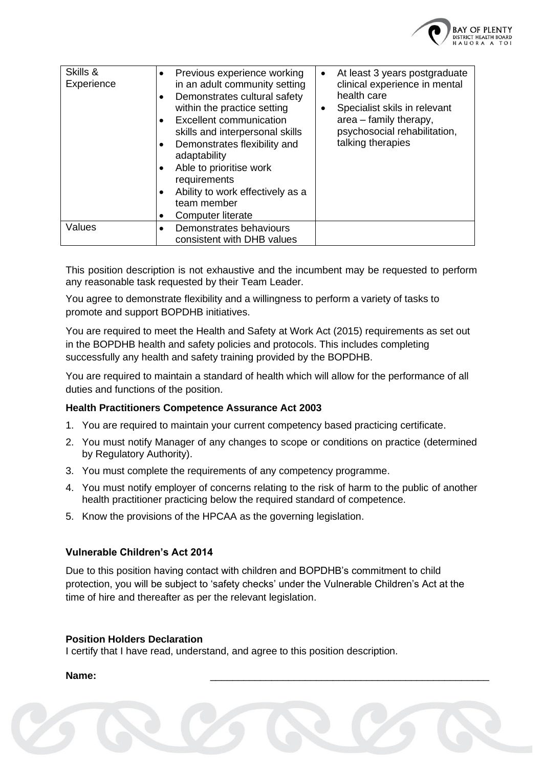| | | |
|---|---|---|
| Skills & Experience | • Previous experience working in an adult community setting<br>• Demonstrates cultural safety within the practice setting<br>• Excellent communication skills and interpersonal skills<br>• Demonstrates flexibility and adaptability<br>• Able to prioritise work requirements<br>• Ability to work effectively as a team member<br>• Computer literate | • At least 3 years postgraduate clinical experience in mental health care<br>• Specialist skils in relevant area – family therapy, psychosocial rehabilitation, talking therapies |
| Values | • Demonstrates behaviours consistent with DHB values | |

This position description is not exhaustive and the incumbent may be requested to perform any reasonable task requested by their Team Leader.

You agree to demonstrate flexibility and a willingness to perform a variety of tasks to promote and support BOPDHB initiatives.

You are required to meet the Health and Safety at Work Act (2015) requirements as set out in the BOPDHB health and safety policies and protocols. This includes completing successfully any health and safety training provided by the BOPDHB.

You are required to maintain a standard of health which will allow for the performance of all duties and functions of the position.

**Health Practitioners Competence Assurance Act 2003**

1. You are required to maintain your current competency based practicing certificate.
2. You must notify Manager of any changes to scope or conditions on practice (determined by Regulatory Authority).
3. You must complete the requirements of any competency programme.
4. You must notify employer of concerns relating to the risk of harm to the public of another health practitioner practicing below the required standard of competence.
5. Know the provisions of the HPCAA as the governing legislation.

**Vulnerable Children's Act 2014**

Due to this position having contact with children and BOPDHB's commitment to child protection, you will be subject to 'safety checks' under the Vulnerable Children's Act at the time of hire and thereafter as per the relevant legislation.

**Position Holders Declaration**

I certify that I have read, understand, and agree to this position description.

**Name:** \_\_\_\_\_\_\_\_\_\_\_\_\_\_\_\_\_\_\_\_\_\_\_\_\_\_\_\_\_\_\_\_\_\_\_\_\_\_\_\_\_\_\_\_\_\_\_\_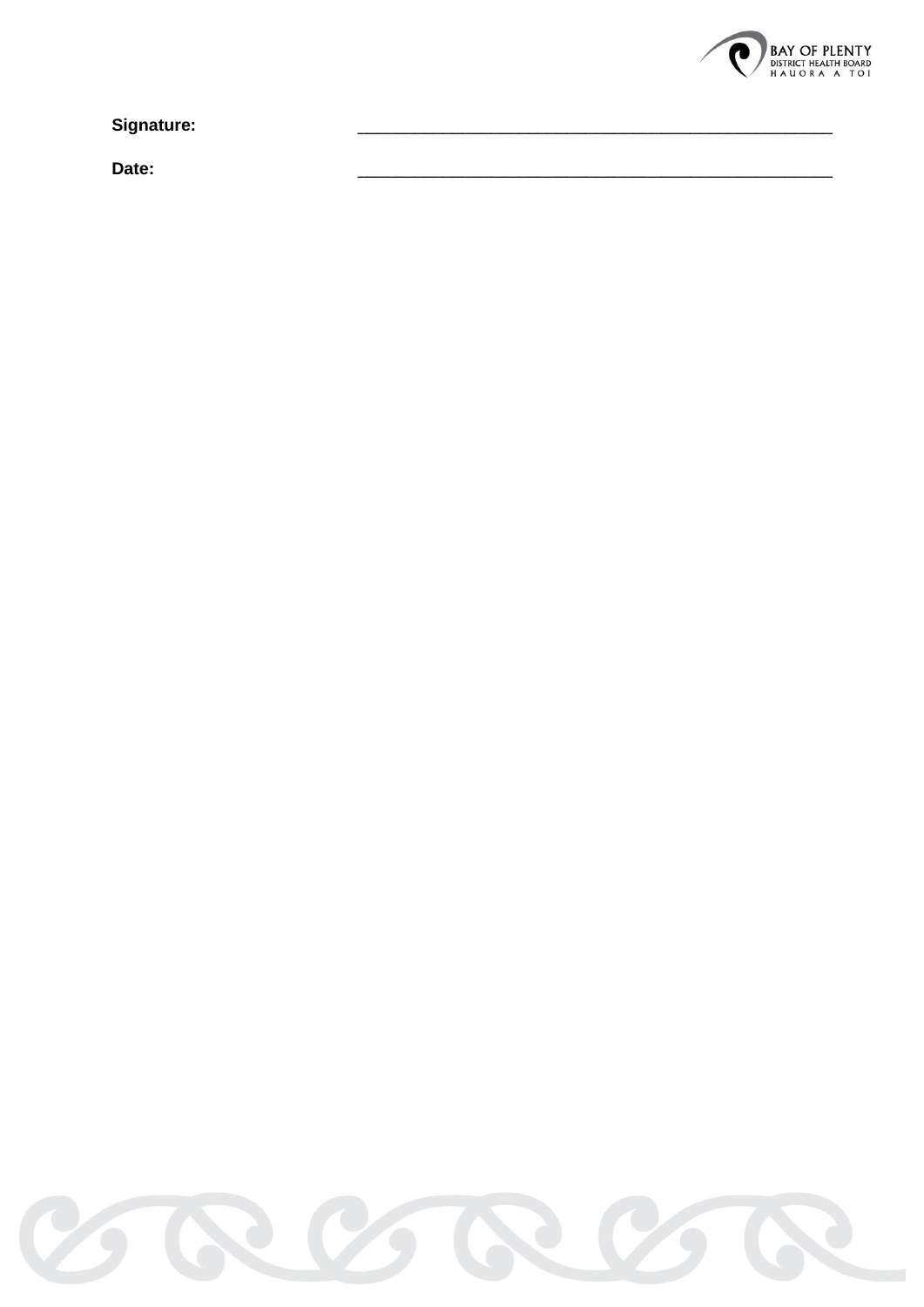**Signature:** \_\_\_\_\_\_\_\_\_\_\_\_\_\_\_\_\_\_\_\_\_\_\_\_\_\_\_\_\_\_\_\_\_\_\_\_\_\_\_\_\_\_\_\_\_\_\_\_

**Date:** \_\_\_\_\_\_\_\_\_\_\_\_\_\_\_\_\_\_\_\_\_\_\_\_\_\_\_\_\_\_\_\_\_\_\_\_\_\_\_\_\_\_\_\_\_\_\_\_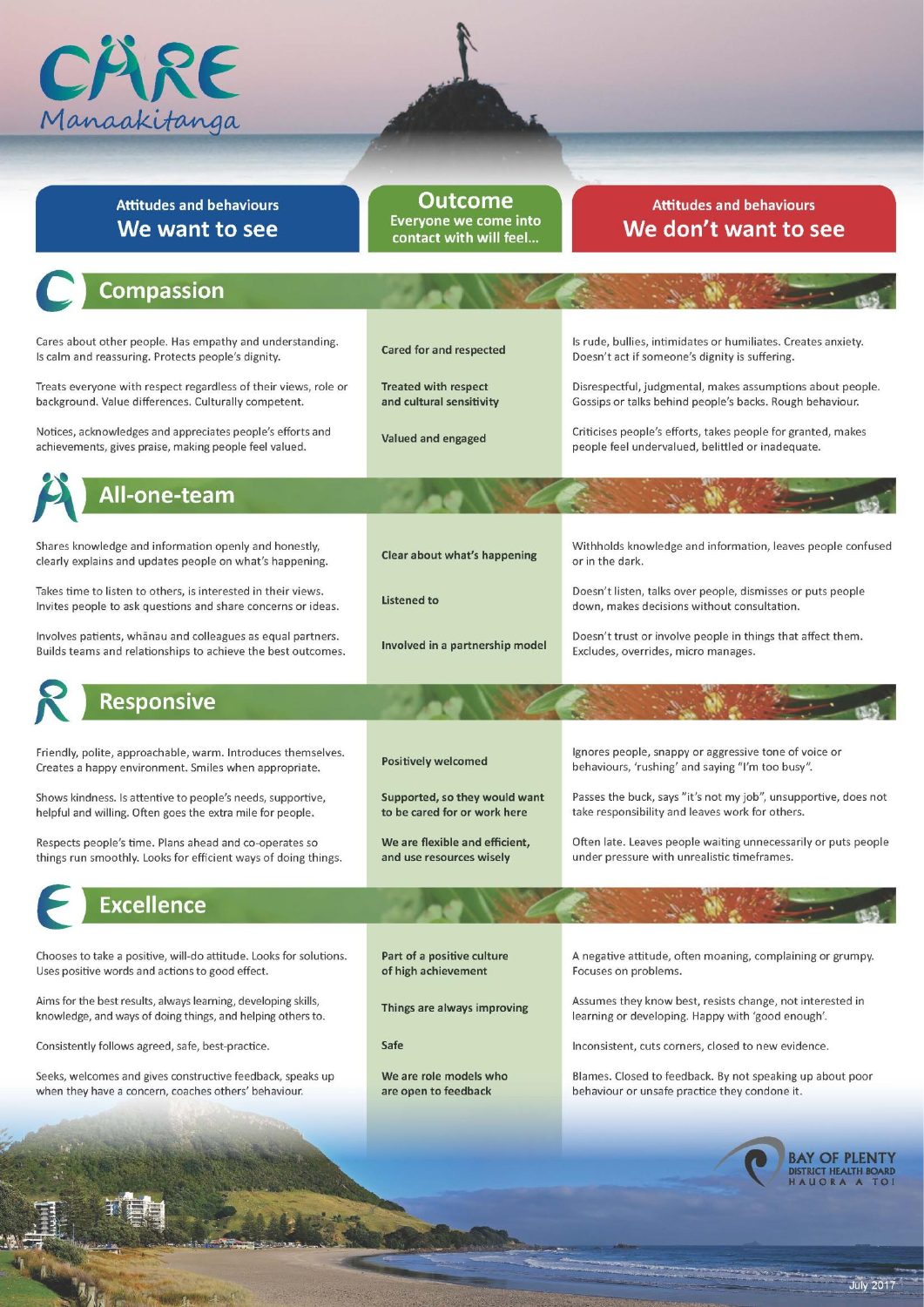# CARE

*Manaakitanga*

| Attitudes and behaviours **We want to see** | **Outcome** Everyone we come into contact with will feel... | Attitudes and behaviours **We don't want to see** |
|---|---|---|
| **Compassion** | | |
| Cares about other people. Has empathy and understanding. Is calm and reassuring. Protects people's dignity. | Cared for and respected | Is rude, bullies, intimidates or humiliates. Creates anxiety. Doesn't act if someone's dignity is suffering. |
| Treats everyone with respect regardless of their views, role or background. Value differences. Culturally competent. | Treated with respect and cultural sensitivity | Disrespectful, judgmental, makes assumptions about people. Gossips or talks behind people's backs. Rough behaviour. |
| Notices, acknowledges and appreciates people's efforts and achievements, gives praise, making people feel valued. | Valued and engaged | Criticises people's efforts, takes people for granted, makes people feel undervalued, belittled or inadequate. |
| **All-one-team** | | |
| Shares knowledge and information openly and honestly, clearly explains and updates people on what's happening. | Clear about what's happening | Withholds knowledge and information, leaves people confused or in the dark. |
| Takes time to listen to others, is interested in their views. Invites people to ask questions and share concerns or ideas. | Listened to | Doesn't listen, talks over people, dismisses or puts people down, makes decisions without consultation. |
| Involves patients, whānau and colleagues as equal partners. Builds teams and relationships to achieve the best outcomes. | Involved in a partnership model | Doesn't trust or involve people in things that affect them. Excludes, overrides, micro manages. |
| **Responsive** | | |
| Friendly, polite, approachable, warm. Introduces themselves. Creates a happy environment. Smiles when appropriate. | Positively welcomed | Ignores people, snappy or aggressive tone of voice or behaviours, 'rushing' and saying "I'm too busy". |
| Shows kindness. Is attentive to people's needs, supportive, helpful and willing. Often goes the extra mile for people. | Supported, so they would want to be cared for or work here | Passes the buck, says "it's not my job", unsupportive, does not take responsibility and leaves work for others. |
| Respects people's time. Plans ahead and co-operates so things run smoothly. Looks for efficient ways of doing things. | We are flexible and efficient, and use resources wisely | Often late. Leaves people waiting unnecessarily or puts people under pressure with unrealistic timeframes. |
| **Excellence** | | |
| Chooses to take a positive, will-do attitude. Looks for solutions. Uses positive words and actions to good effect. | Part of a positive culture of high achievement | A negative attitude, often moaning, complaining or grumpy. Focuses on problems. |
| Aims for the best results, always learning, developing skills, knowledge, and ways of doing things, and helping others to. | Things are always improving | Assumes they know best, resists change, not interested in learning or developing. Happy with 'good enough'. |
| Consistently follows agreed, safe, best-practice. | Safe | Inconsistent, cuts corners, closed to new evidence. |
| Seeks, welcomes and gives constructive feedback, speaks up when they have a concern, coaches others' behaviour. | We are role models who are open to feedback | Blames. Closed to feedback. By not speaking up about poor behaviour or unsafe practice they condone it. |

BAY OF PLENTY DISTRICT HEALTH BOARD
HAUORA A TOI

July 2017